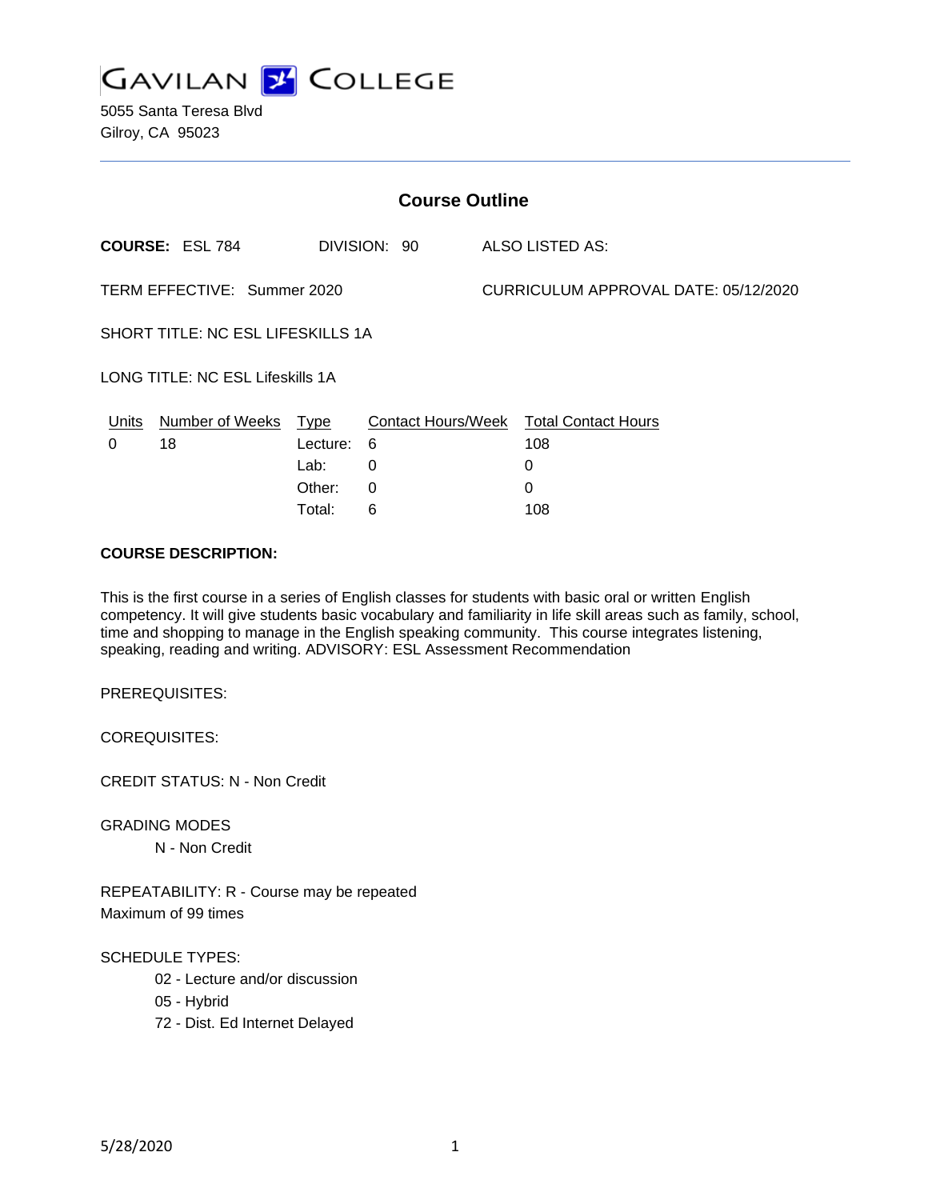GAVILAN COLLEGE

5055 Santa Teresa Blvd
Gilroy, CA 95023

## Course Outline

**COURSE:** ESL 784 DIVISION: 90 ALSO LISTED AS:

TERM EFFECTIVE: Summer 2020 CURRICULUM APPROVAL DATE: 05/12/2020

SHORT TITLE: NC ESL LIFESKILLS 1A

LONG TITLE: NC ESL Lifeskills 1A

| Units | Number of Weeks | Type | Contact Hours/Week | Total Contact Hours |
|---|---|---|---|---|
| 0 | 18 | Lecture: | 6 | 108 |
| | | Lab: | 0 | 0 |
| | | Other: | 0 | 0 |
| | | Total: | 6 | 108 |

**COURSE DESCRIPTION:**

This is the first course in a series of English classes for students with basic oral or written English competency. It will give students basic vocabulary and familiarity in life skill areas such as family, school, time and shopping to manage in the English speaking community. This course integrates listening, speaking, reading and writing. ADVISORY: ESL Assessment Recommendation

PREREQUISITES:

COREQUISITES:

CREDIT STATUS: N - Non Credit

GRADING MODES
- N - Non Credit

REPEATABILITY: R - Course may be repeated
Maximum of 99 times

SCHEDULE TYPES:
- 02 - Lecture and/or discussion
- 05 - Hybrid
- 72 - Dist. Ed Internet Delayed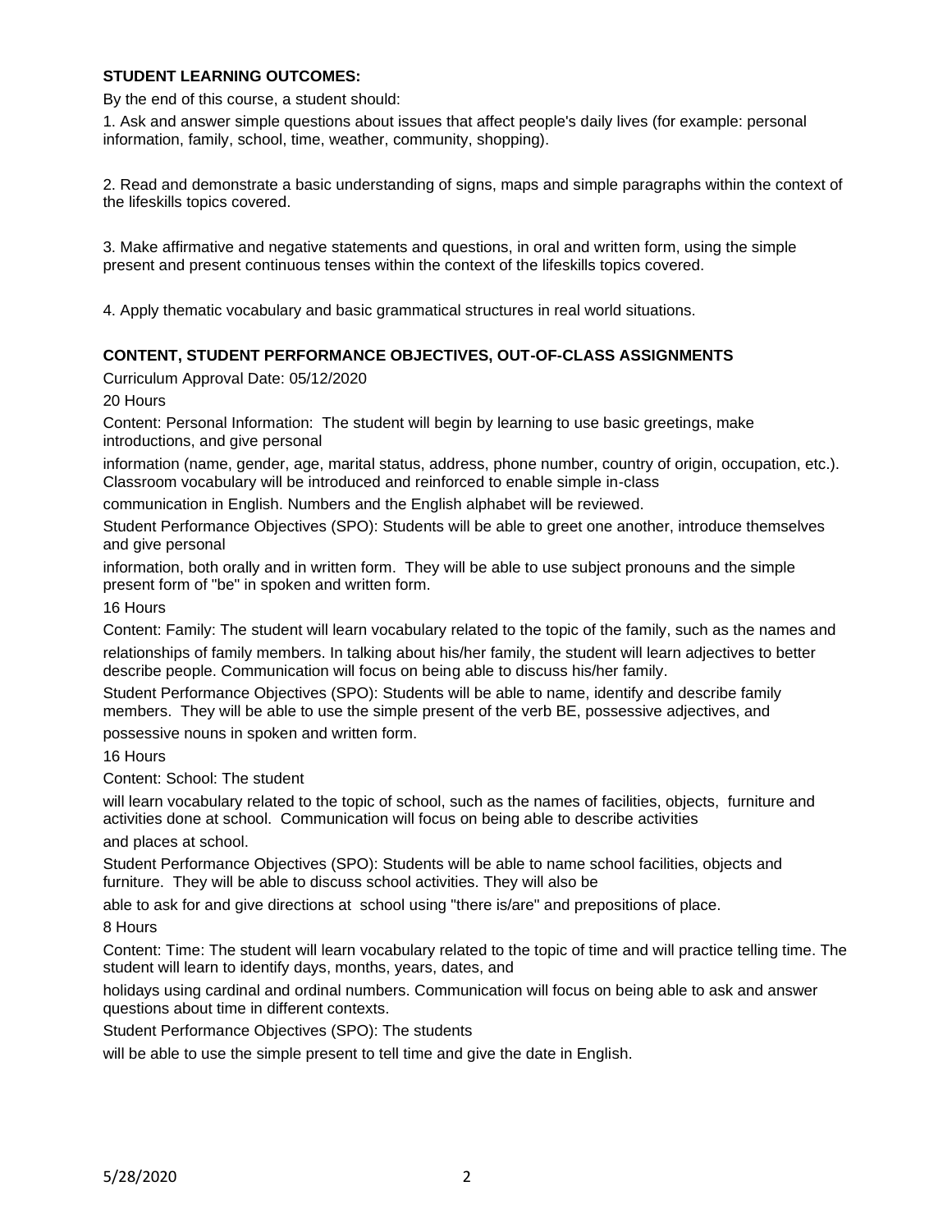**STUDENT LEARNING OUTCOMES:**

By the end of this course, a student should:

1. Ask and answer simple questions about issues that affect people's daily lives (for example: personal information, family, school, time, weather, community, shopping).

2. Read and demonstrate a basic understanding of signs, maps and simple paragraphs within the context of the lifeskills topics covered.

3. Make affirmative and negative statements and questions, in oral and written form, using the simple present and present continuous tenses within the context of the lifeskills topics covered.

4. Apply thematic vocabulary and basic grammatical structures in real world situations.

**CONTENT, STUDENT PERFORMANCE OBJECTIVES, OUT-OF-CLASS ASSIGNMENTS**

Curriculum Approval Date: 05/12/2020

20 Hours

Content: Personal Information: The student will begin by learning to use basic greetings, make introductions, and give personal information (name, gender, age, marital status, address, phone number, country of origin, occupation, etc.). Classroom vocabulary will be introduced and reinforced to enable simple in-class communication in English. Numbers and the English alphabet will be reviewed.

Student Performance Objectives (SPO): Students will be able to greet one another, introduce themselves and give personal information, both orally and in written form. They will be able to use subject pronouns and the simple present form of "be" in spoken and written form.

16 Hours

Content: Family: The student will learn vocabulary related to the topic of the family, such as the names and relationships of family members. In talking about his/her family, the student will learn adjectives to better describe people. Communication will focus on being able to discuss his/her family.

Student Performance Objectives (SPO): Students will be able to name, identify and describe family members. They will be able to use the simple present of the verb BE, possessive adjectives, and possessive nouns in spoken and written form.

16 Hours

Content: School: The student will learn vocabulary related to the topic of school, such as the names of facilities, objects, furniture and activities done at school. Communication will focus on being able to describe activities and places at school.

Student Performance Objectives (SPO): Students will be able to name school facilities, objects and furniture. They will be able to discuss school activities. They will also be able to ask for and give directions at school using "there is/are" and prepositions of place.

8 Hours

Content: Time: The student will learn vocabulary related to the topic of time and will practice telling time. The student will learn to identify days, months, years, dates, and holidays using cardinal and ordinal numbers. Communication will focus on being able to ask and answer questions about time in different contexts.

Student Performance Objectives (SPO): The students will be able to use the simple present to tell time and give the date in English.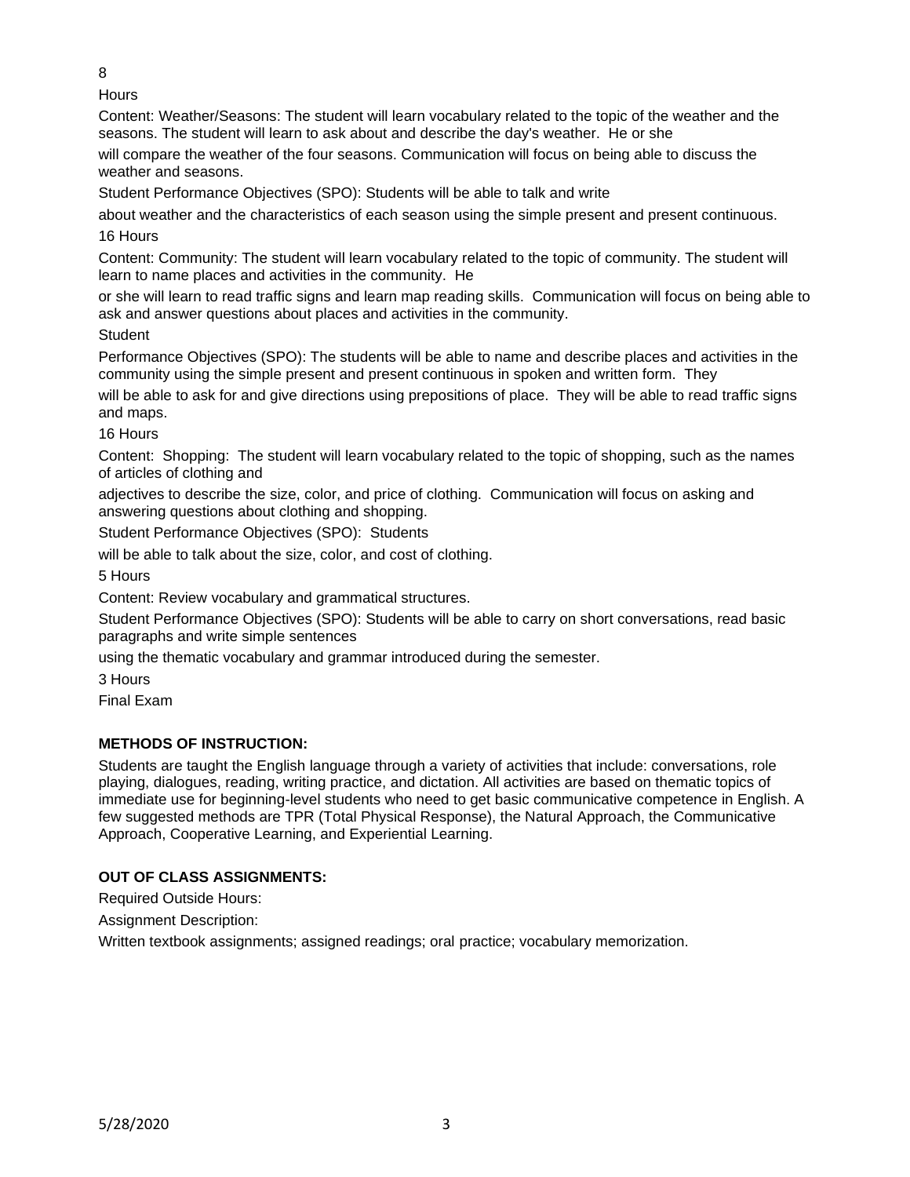8

Hours

Content: Weather/Seasons: The student will learn vocabulary related to the topic of the weather and the seasons. The student will learn to ask about and describe the day's weather. He or she

will compare the weather of the four seasons. Communication will focus on being able to discuss the weather and seasons.

Student Performance Objectives (SPO): Students will be able to talk and write

about weather and the characteristics of each season using the simple present and present continuous.

16 Hours

Content: Community: The student will learn vocabulary related to the topic of community. The student will learn to name places and activities in the community. He

or she will learn to read traffic signs and learn map reading skills. Communication will focus on being able to ask and answer questions about places and activities in the community.

Student

Performance Objectives (SPO): The students will be able to name and describe places and activities in the community using the simple present and present continuous in spoken and written form. They

will be able to ask for and give directions using prepositions of place. They will be able to read traffic signs and maps.

16 Hours

Content: Shopping: The student will learn vocabulary related to the topic of shopping, such as the names of articles of clothing and

adjectives to describe the size, color, and price of clothing. Communication will focus on asking and answering questions about clothing and shopping.

Student Performance Objectives (SPO): Students

will be able to talk about the size, color, and cost of clothing.

5 Hours

Content: Review vocabulary and grammatical structures.

Student Performance Objectives (SPO): Students will be able to carry on short conversations, read basic paragraphs and write simple sentences

using the thematic vocabulary and grammar introduced during the semester.

3 Hours

Final Exam

## METHODS OF INSTRUCTION:

Students are taught the English language through a variety of activities that include: conversations, role playing, dialogues, reading, writing practice, and dictation. All activities are based on thematic topics of immediate use for beginning-level students who need to get basic communicative competence in English. A few suggested methods are TPR (Total Physical Response), the Natural Approach, the Communicative Approach, Cooperative Learning, and Experiential Learning.

## OUT OF CLASS ASSIGNMENTS:

Required Outside Hours:

Assignment Description:

Written textbook assignments; assigned readings; oral practice; vocabulary memorization.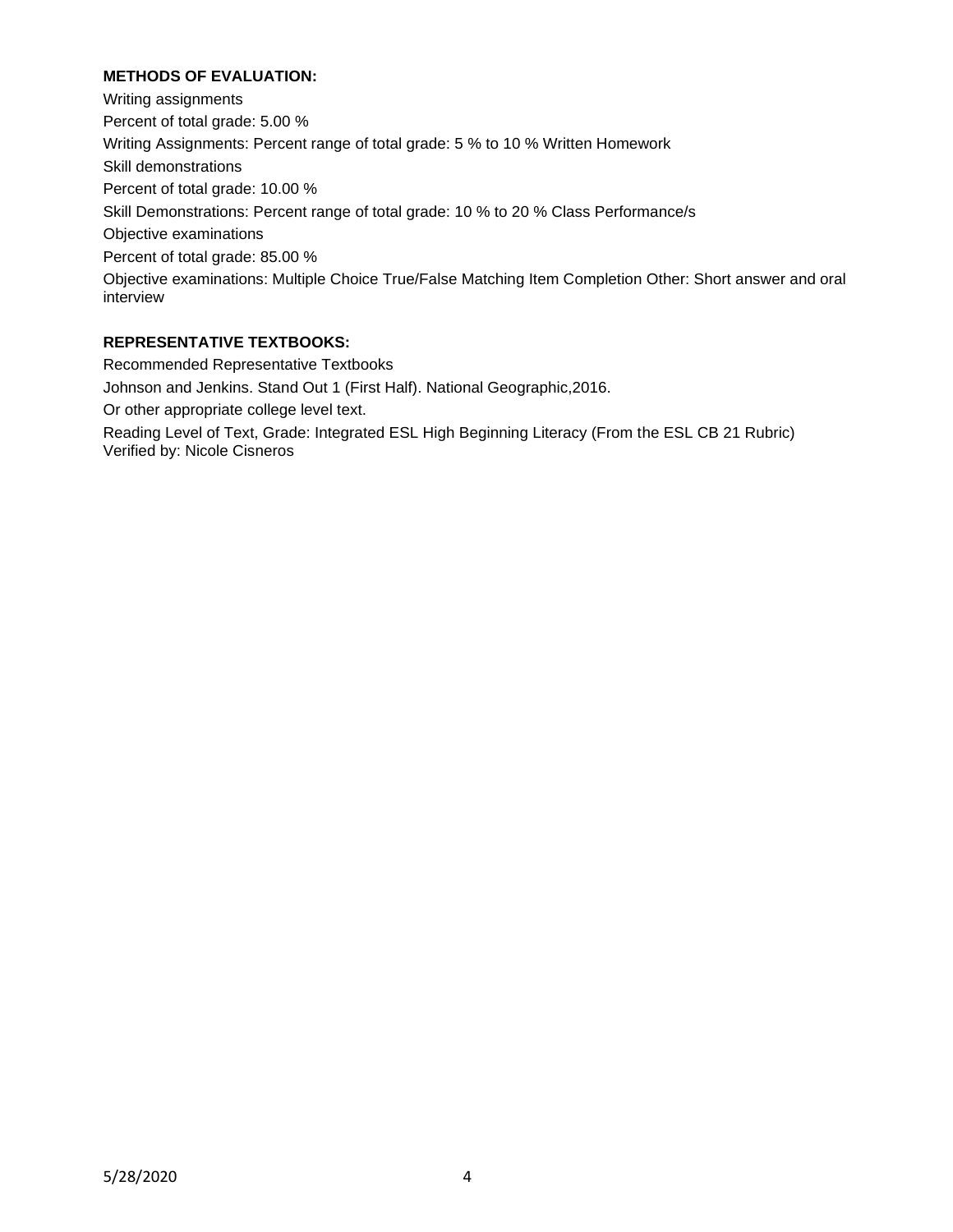**METHODS OF EVALUATION:**

Writing assignments

Percent of total grade: 5.00 %

Writing Assignments: Percent range of total grade: 5 % to 10 % Written Homework

Skill demonstrations

Percent of total grade: 10.00 %

Skill Demonstrations: Percent range of total grade: 10 % to 20 % Class Performance/s

Objective examinations

Percent of total grade: 85.00 %

Objective examinations: Multiple Choice True/False Matching Item Completion Other: Short answer and oral interview

**REPRESENTATIVE TEXTBOOKS:**

Recommended Representative Textbooks

Johnson and Jenkins. Stand Out 1 (First Half). National Geographic,2016.

Or other appropriate college level text.

Reading Level of Text, Grade: Integrated ESL High Beginning Literacy (From the ESL CB 21 Rubric) Verified by: Nicole Cisneros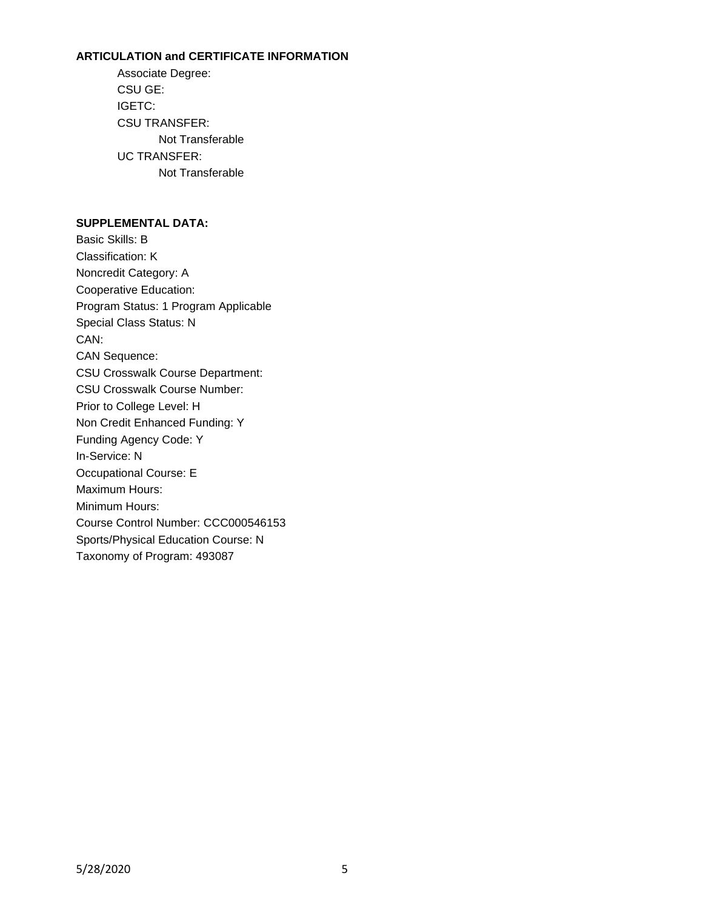**ARTICULATION and CERTIFICATE INFORMATION**

Associate Degree:
CSU GE:
IGETC:
CSU TRANSFER:
Not Transferable
UC TRANSFER:
Not Transferable

**SUPPLEMENTAL DATA:**

Basic Skills: B
Classification: K
Noncredit Category: A
Cooperative Education:
Program Status: 1 Program Applicable
Special Class Status: N
CAN:
CAN Sequence:
CSU Crosswalk Course Department:
CSU Crosswalk Course Number:
Prior to College Level: H
Non Credit Enhanced Funding: Y
Funding Agency Code: Y
In-Service: N
Occupational Course: E
Maximum Hours:
Minimum Hours:
Course Control Number: CCC000546153
Sports/Physical Education Course: N
Taxonomy of Program: 493087